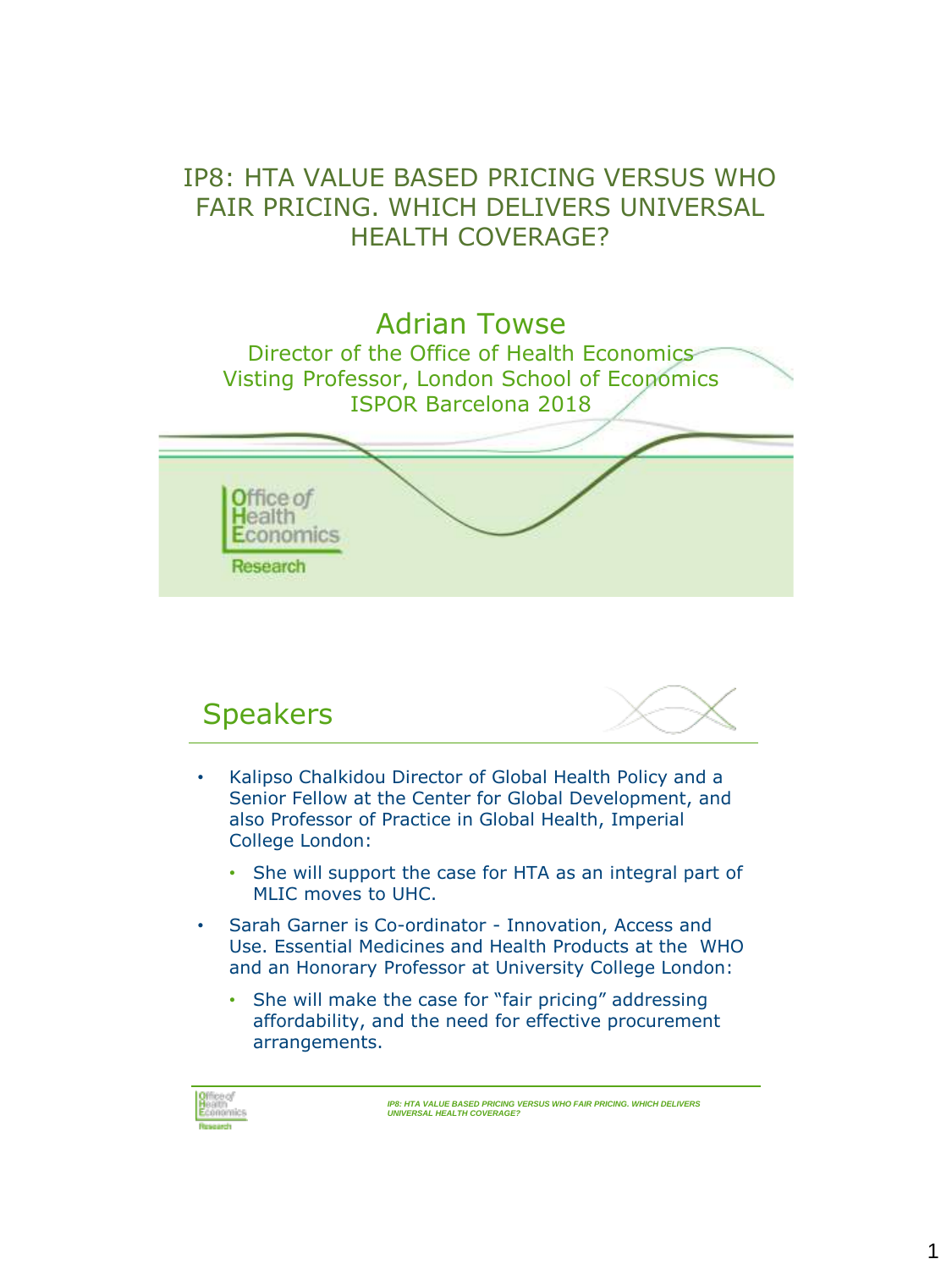# IP8: HTA VALUE BASED PRICING VERSUS WHO FAIR PRICING. WHICH DELIVERS UNIVERSAL HEALTH COVERAGE?

Adrian Towse

Director of the Office of Health Economics

Visting Professor, London School of Economics

ISPOR Barcelona 2018

Office of Health Economics Research

## Speakers

- Kalipso Chalkidou Director of Global Health Policy and a Senior Fellow at the Center for Global Development, and also Professor of Practice in Global Health, Imperial College London:
  - She will support the case for HTA as an integral part of MLIC moves to UHC.
- Sarah Garner is Co-ordinator - Innovation, Access and Use. Essential Medicines and Health Products at the WHO and an Honorary Professor at University College London:
  - She will make the case for "fair pricing" addressing affordability, and the need for effective procurement arrangements.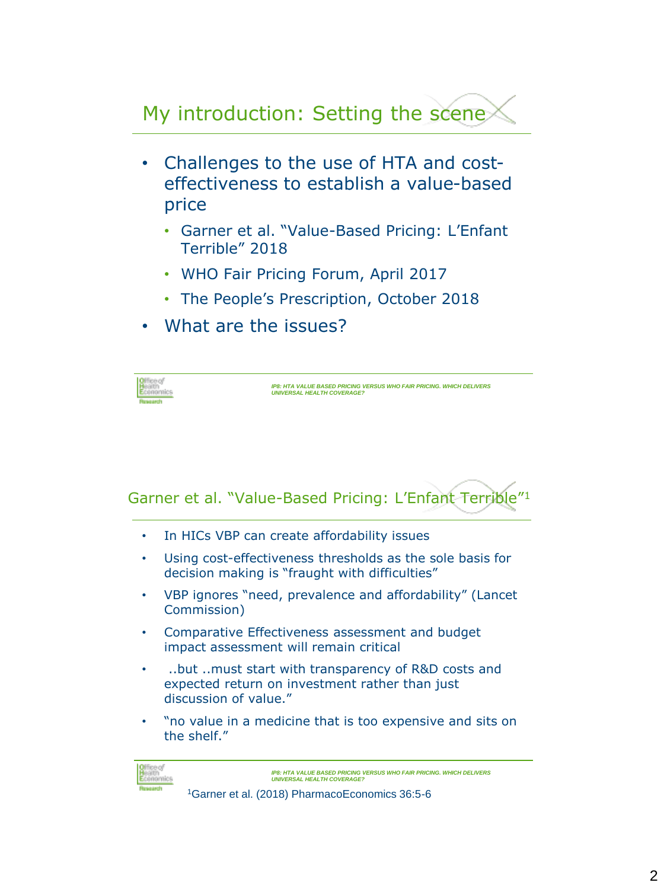## My introduction: Setting the scene

- Challenges to the use of HTA and cost-effectiveness to establish a value-based price
  - Garner et al. “Value-Based Pricing: L’Enfant Terrible” 2018
  - WHO Fair Pricing Forum, April 2017
  - The People’s Prescription, October 2018
- What are the issues?

## Garner et al. “Value-Based Pricing: L’Enfant Terrible”[1]

- In HICs VBP can create affordability issues
- Using cost-effectiveness thresholds as the sole basis for decision making is “fraught with difficulties”
- VBP ignores “need, prevalence and affordability” (Lancet Commission)
- Comparative Effectiveness assessment and budget impact assessment will remain critical
- ..but ..must start with transparency of R&D costs and expected return on investment rather than just discussion of value.”
- “no value in a medicine that is too expensive and sits on the shelf.”

[1]Garner et al. (2018) PharmacoEconomics 36:5-6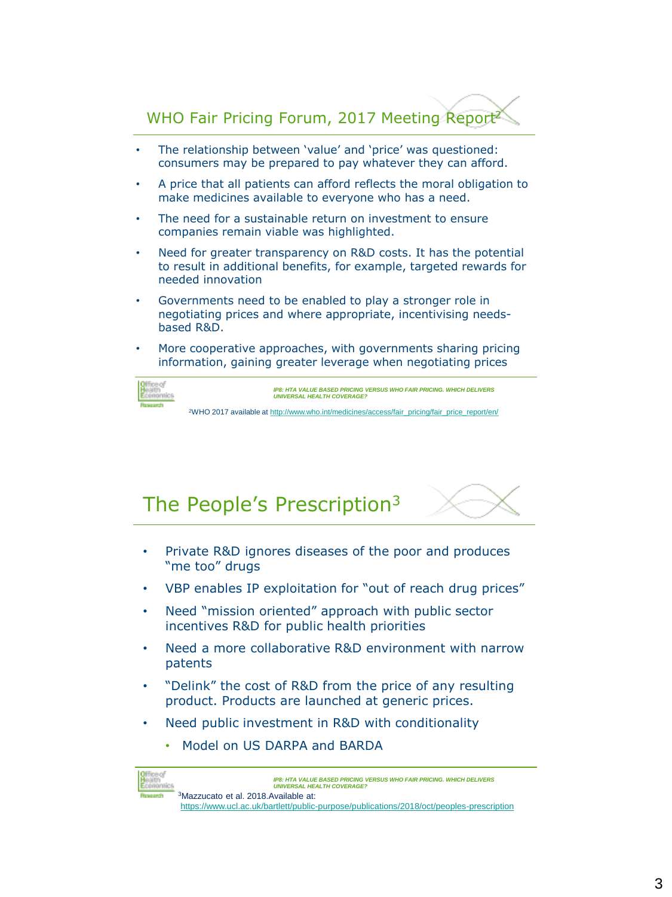## WHO Fair Pricing Forum, 2017 Meeting Report[2]

- The relationship between 'value' and 'price' was questioned: consumers may be prepared to pay whatever they can afford.
- A price that all patients can afford reflects the moral obligation to make medicines available to everyone who has a need.
- The need for a sustainable return on investment to ensure companies remain viable was highlighted.
- Need for greater transparency on R&D costs. It has the potential to result in additional benefits, for example, targeted rewards for needed innovation
- Governments need to be enabled to play a stronger role in negotiating prices and where appropriate, incentivising needs-based R&D.
- More cooperative approaches, with governments sharing pricing information, gaining greater leverage when negotiating prices

*IP8: HTA VALUE BASED PRICING VERSUS WHO FAIR PRICING. WHICH DELIVERS UNIVERSAL HEALTH COVERAGE?*

[2]WHO 2017 available at http://www.who.int/medicines/access/fair_pricing/fair_price_report/en/

## The People's Prescription[3]

- Private R&D ignores diseases of the poor and produces "me too" drugs
- VBP enables IP exploitation for "out of reach drug prices"
- Need "mission oriented" approach with public sector incentives R&D for public health priorities
- Need a more collaborative R&D environment with narrow patents
- "Delink" the cost of R&D from the price of any resulting product. Products are launched at generic prices.
- Need public investment in R&D with conditionality
  - Model on US DARPA and BARDA

*IP8: HTA VALUE BASED PRICING VERSUS WHO FAIR PRICING. WHICH DELIVERS UNIVERSAL HEALTH COVERAGE?*

[3]Mazzucato et al. 2018.Available at: https://www.ucl.ac.uk/bartlett/public-purpose/publications/2018/oct/peoples-prescription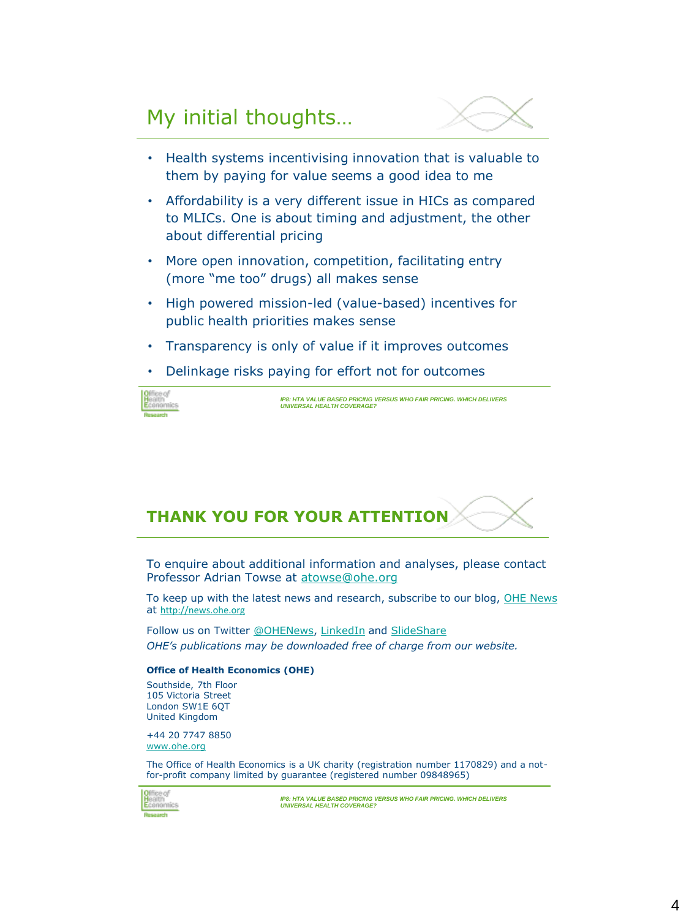## My initial thoughts…

- Health systems incentivising innovation that is valuable to them by paying for value seems a good idea to me
- Affordability is a very different issue in HICs as compared to MLICs. One is about timing and adjustment, the other about differential pricing
- More open innovation, competition, facilitating entry (more "me too" drugs) all makes sense
- High powered mission-led (value-based) incentives for public health priorities makes sense
- Transparency is only of value if it improves outcomes
- Delinkage risks paying for effort not for outcomes

## THANK YOU FOR YOUR ATTENTION

To enquire about additional information and analyses, please contact Professor Adrian Towse at atowse@ohe.org

To keep up with the latest news and research, subscribe to our blog, OHE News at http://news.ohe.org

Follow us on Twitter @OHENews, LinkedIn and SlideShare

*OHE's publications may be downloaded free of charge from our website.*

**Office of Health Economics (OHE)**

Southside, 7th Floor
105 Victoria Street
London SW1E 6QT
United Kingdom

+44 20 7747 8850
www.ohe.org

The Office of Health Economics is a UK charity (registration number 1170829) and a not-for-profit company limited by guarantee (registered number 09848965)